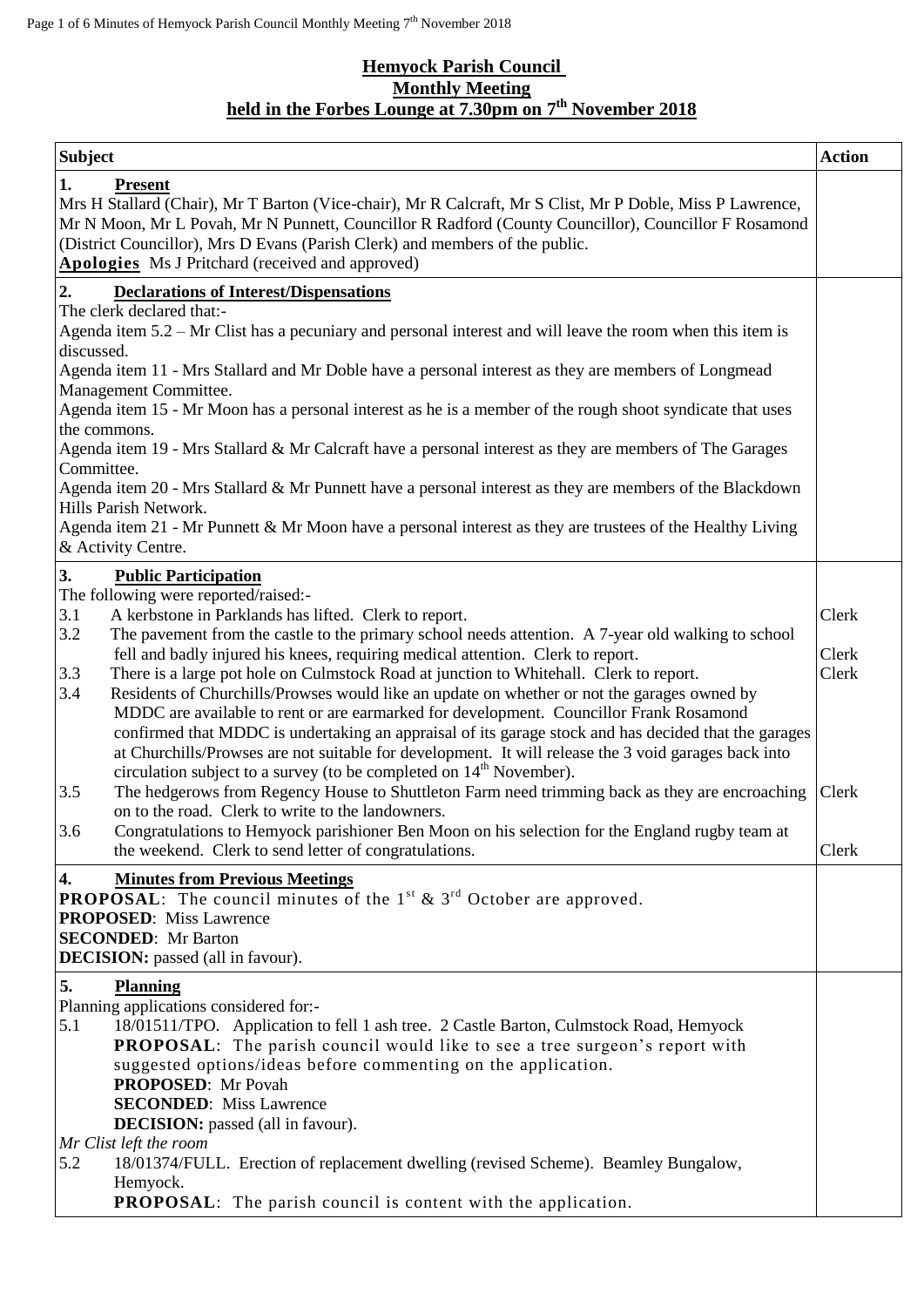# Hemyock Parish Council
## Monthly Meeting
### held in the Forbes Lounge at 7.30pm on 7th November 2018

| Subject | Action |
|---|---|
| **1. Present**<br>Mrs H Stallard (Chair), Mr T Barton (Vice-chair), Mr R Calcraft, Mr S Clist, Mr P Doble, Miss P Lawrence, Mr N Moon, Mr L Povah, Mr N Punnett, Councillor R Radford (County Councillor), Councillor F Rosamond (District Councillor), Mrs D Evans (Parish Clerk) and members of the public.<br>**Apologies** Ms J Pritchard (received and approved) | |
| **2. Declarations of Interest/Dispensations**<br>The clerk declared that:-<br>Agenda item 5.2 – Mr Clist has a pecuniary and personal interest and will leave the room when this item is discussed.<br>Agenda item 11 - Mrs Stallard and Mr Doble have a personal interest as they are members of Longmead Management Committee.<br>Agenda item 15 - Mr Moon has a personal interest as he is a member of the rough shoot syndicate that uses the commons.<br>Agenda item 19 - Mrs Stallard & Mr Calcraft have a personal interest as they are members of The Garages Committee.<br>Agenda item 20 - Mrs Stallard & Mr Punnett have a personal interest as they are members of the Blackdown Hills Parish Network.<br>Agenda item 21 - Mr Punnett & Mr Moon have a personal interest as they are trustees of the Healthy Living & Activity Centre. | |
| **3. Public Participation**<br>The following were reported/raised:- | |
| 3.1 A kerbstone in Parklands has lifted. Clerk to report. | Clerk |
| 3.2 The pavement from the castle to the primary school needs attention. A 7-year old walking to school fell and badly injured his knees, requiring medical attention. Clerk to report. | Clerk |
| 3.3 There is a large pot hole on Culmstock Road at junction to Whitehall. Clerk to report. | Clerk |
| 3.4 Residents of Churchills/Prowses would like an update on whether or not the garages owned by MDDC are available to rent or are earmarked for development. Councillor Frank Rosamond confirmed that MDDC is undertaking an appraisal of its garage stock and has decided that the garages at Churchills/Prowses are not suitable for development. It will release the 3 void garages back into circulation subject to a survey (to be completed on 14th November). | |
| 3.5 The hedgerows from Regency House to Shuttleton Farm need trimming back as they are encroaching on to the road. Clerk to write to the landowners. | Clerk |
| 3.6 Congratulations to Hemyock parishioner Ben Moon on his selection for the England rugby team at the weekend. Clerk to send letter of congratulations. | Clerk |
| **4. Minutes from Previous Meetings**<br>**PROPOSAL**: The council minutes of the 1st & 3rd October are approved.<br>**PROPOSED**: Miss Lawrence<br>**SECONDED**: Mr Barton<br>**DECISION:** passed (all in favour). | |
| **5. Planning**<br>Planning applications considered for:-<br>5.1 18/01511/TPO. Application to fell 1 ash tree. 2 Castle Barton, Culmstock Road, Hemyock<br>**PROPOSAL**: The parish council would like to see a tree surgeon's report with suggested options/ideas before commenting on the application.<br>**PROPOSED**: Mr Povah<br>**SECONDED**: Miss Lawrence<br>**DECISION:** passed (all in favour).<br>*Mr Clist left the room*<br>5.2 18/01374/FULL. Erection of replacement dwelling (revised Scheme). Beamley Bungalow, Hemyock.<br>**PROPOSAL**: The parish council is content with the application. | |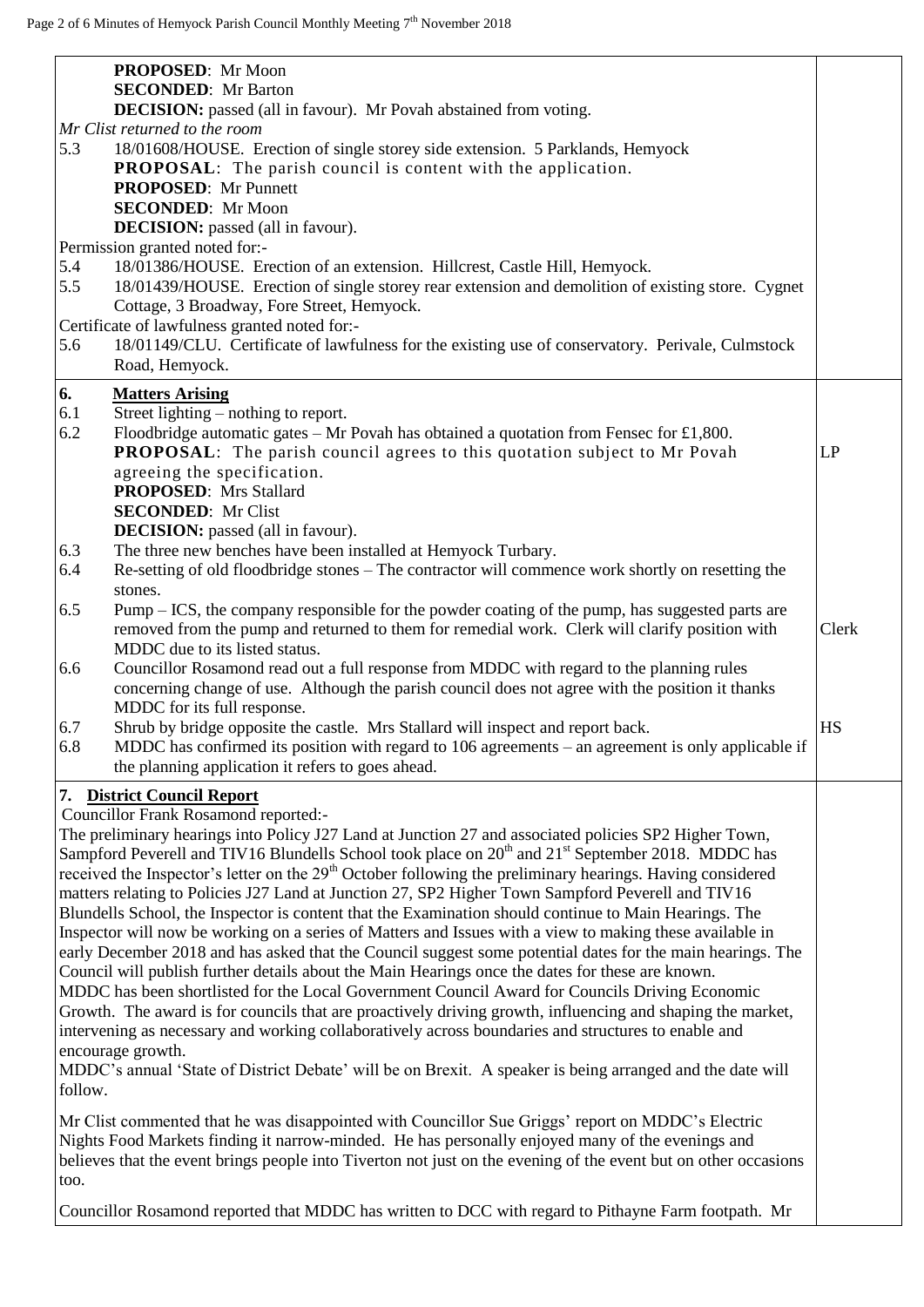**PROPOSED**: Mr Moon
**SECONDED**: Mr Barton
**DECISION:** passed (all in favour). Mr Povah abstained from voting.

*Mr Clist returned to the room*

5.3 18/01608/HOUSE. Erection of single storey side extension. 5 Parklands, Hemyock
**PROPOSAL**: The parish council is content with the application.
**PROPOSED**: Mr Punnett
**SECONDED**: Mr Moon
**DECISION:** passed (all in favour).

Permission granted noted for:-

5.4 18/01386/HOUSE. Erection of an extension. Hillcrest, Castle Hill, Hemyock.

5.5 18/01439/HOUSE. Erection of single storey rear extension and demolition of existing store. Cygnet Cottage, 3 Broadway, Fore Street, Hemyock.

Certificate of lawfulness granted noted for:-

5.6 18/01149/CLU. Certificate of lawfulness for the existing use of conservatory. Perivale, Culmstock Road, Hemyock.

## 6. Matters Arising

6.1 Street lighting – nothing to report.

6.2 Floodbridge automatic gates – Mr Povah has obtained a quotation from Fensec for £1,800.
**PROPOSAL**: The parish council agrees to this quotation subject to Mr Povah agreeing the specification. — **LP**
**PROPOSED**: Mrs Stallard
**SECONDED**: Mr Clist
**DECISION:** passed (all in favour).

6.3 The three new benches have been installed at Hemyock Turbary.

6.4 Re-setting of old floodbridge stones – The contractor will commence work shortly on resetting the stones.

6.5 Pump – ICS, the company responsible for the powder coating of the pump, has suggested parts are removed from the pump and returned to them for remedial work. Clerk will clarify position with MDDC due to its listed status. — **Clerk**

6.6 Councillor Rosamond read out a full response from MDDC with regard to the planning rules concerning change of use. Although the parish council does not agree with the position it thanks MDDC for its full response.

6.7 Shrub by bridge opposite the castle. Mrs Stallard will inspect and report back. — **HS**

6.8 MDDC has confirmed its position with regard to 106 agreements – an agreement is only applicable if the planning application it refers to goes ahead.

## 7. District Council Report

Councillor Frank Rosamond reported:-

The preliminary hearings into Policy J27 Land at Junction 27 and associated policies SP2 Higher Town, Sampford Peverell and TIV16 Blundells School took place on 20th and 21st September 2018. MDDC has received the Inspector's letter on the 29th October following the preliminary hearings. Having considered matters relating to Policies J27 Land at Junction 27, SP2 Higher Town Sampford Peverell and TIV16 Blundells School, the Inspector is content that the Examination should continue to Main Hearings. The Inspector will now be working on a series of Matters and Issues with a view to making these available in early December 2018 and has asked that the Council suggest some potential dates for the main hearings. The Council will publish further details about the Main Hearings once the dates for these are known.

MDDC has been shortlisted for the Local Government Council Award for Councils Driving Economic Growth. The award is for councils that are proactively driving growth, influencing and shaping the market, intervening as necessary and working collaboratively across boundaries and structures to enable and encourage growth.

MDDC's annual 'State of District Debate' will be on Brexit. A speaker is being arranged and the date will follow.

Mr Clist commented that he was disappointed with Councillor Sue Griggs' report on MDDC's Electric Nights Food Markets finding it narrow-minded. He has personally enjoyed many of the evenings and believes that the event brings people into Tiverton not just on the evening of the event but on other occasions too.

Councillor Rosamond reported that MDDC has written to DCC with regard to Pithayne Farm footpath. Mr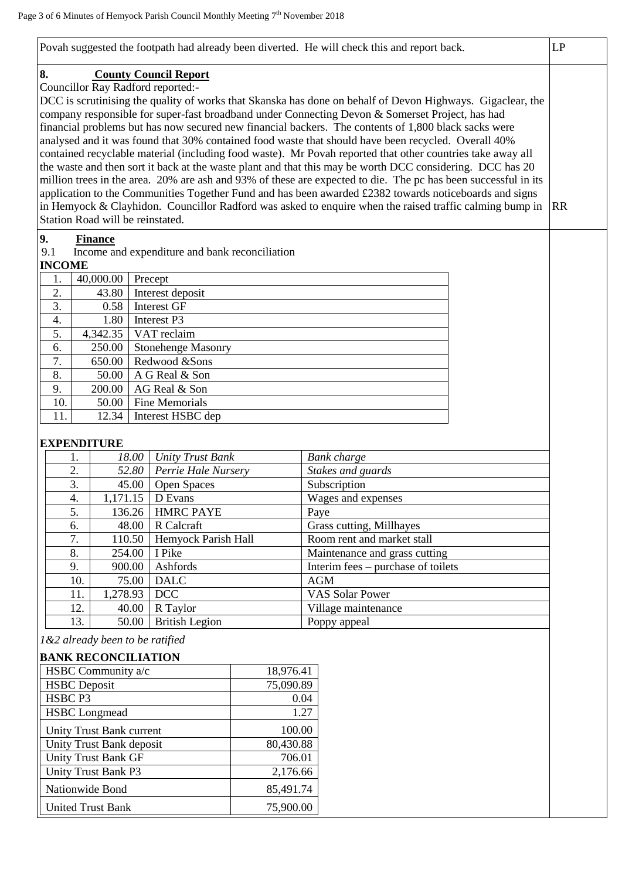Povah suggested the footpath had already been diverted. He will check this and report back. LP

## 8. County Council Report

Councillor Ray Radford reported:-

DCC is scrutinising the quality of works that Skanska has done on behalf of Devon Highways. Gigaclear, the company responsible for super-fast broadband under Connecting Devon & Somerset Project, has had financial problems but has now secured new financial backers. The contents of 1,800 black sacks were analysed and it was found that 30% contained food waste that should have been recycled. Overall 40% contained recyclable material (including food waste). Mr Povah reported that other countries take away all the waste and then sort it back at the waste plant and that this may be worth DCC considering. DCC has 20 million trees in the area. 20% are ash and 93% of these are expected to die. The pc has been successful in its application to the Communities Together Fund and has been awarded £2382 towards noticeboards and signs in Hemyock & Clayhidon. Councillor Radford was asked to enquire when the raised traffic calming bump in Station Road will be reinstated. RR

## 9. Finance

9.1 Income and expenditure and bank reconciliation

**INCOME**

| | | |
|---|---|---|
| 1. | 40,000.00 | Precept |
| 2. | 43.80 | Interest deposit |
| 3. | 0.58 | Interest GF |
| 4. | 1.80 | Interest P3 |
| 5. | 4,342.35 | VAT reclaim |
| 6. | 250.00 | Stonehenge Masonry |
| 7. | 650.00 | Redwood &Sons |
| 8. | 50.00 | A G Real & Son |
| 9. | 200.00 | AG Real & Son |
| 10. | 50.00 | Fine Memorials |
| 11. | 12.34 | Interest HSBC dep |

**EXPENDITURE**

| | | | |
|---|---|---|---|
| 1. | *18.00* | *Unity Trust Bank* | *Bank charge* |
| 2. | *52.80* | *Perrie Hale Nursery* | *Stakes and guards* |
| 3. | 45.00 | Open Spaces | Subscription |
| 4. | 1,171.15 | D Evans | Wages and expenses |
| 5. | 136.26 | HMRC PAYE | Paye |
| 6. | 48.00 | R Calcraft | Grass cutting, Millhayes |
| 7. | 110.50 | Hemyock Parish Hall | Room rent and market stall |
| 8. | 254.00 | I Pike | Maintenance and grass cutting |
| 9. | 900.00 | Ashfords | Interim fees – purchase of toilets |
| 10. | 75.00 | DALC | AGM |
| 11. | 1,278.93 | DCC | VAS Solar Power |
| 12. | 40.00 | R Taylor | Village maintenance |
| 13. | 50.00 | British Legion | Poppy appeal |

*1&2 already been to be ratified*

**BANK RECONCILIATION**

| | |
|---|---|
| HSBC Community a/c | 18,976.41 |
| HSBC Deposit | 75,090.89 |
| HSBC P3 | 0.04 |
| HSBC Longmead | 1.27 |
| Unity Trust Bank current | 100.00 |
| Unity Trust Bank deposit | 80,430.88 |
| Unity Trust Bank GF | 706.01 |
| Unity Trust Bank P3 | 2,176.66 |
| Nationwide Bond | 85,491.74 |
| United Trust Bank | 75,900.00 |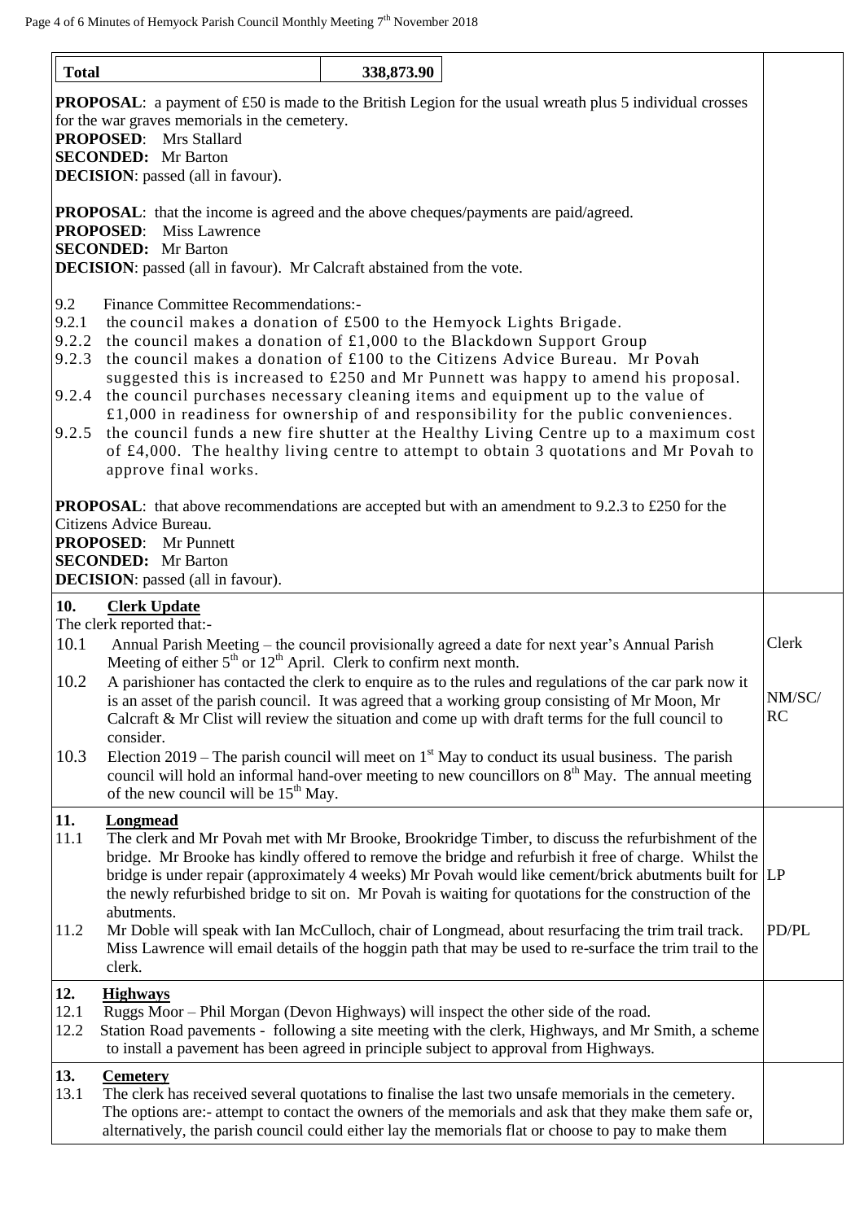| Total | 338,873.90 |
|---|---|

**PROPOSAL**: a payment of £50 is made to the British Legion for the usual wreath plus 5 individual crosses for the war graves memorials in the cemetery.
**PROPOSED**: Mrs Stallard
**SECONDED:** Mr Barton
**DECISION**: passed (all in favour).

**PROPOSAL**: that the income is agreed and the above cheques/payments are paid/agreed.
**PROPOSED**: Miss Lawrence
**SECONDED:** Mr Barton
**DECISION**: passed (all in favour). Mr Calcraft abstained from the vote.

9.2 Finance Committee Recommendations:-

9.2.1 the council makes a donation of £500 to the Hemyock Lights Brigade.

9.2.2 the council makes a donation of £1,000 to the Blackdown Support Group

9.2.3 the council makes a donation of £100 to the Citizens Advice Bureau. Mr Povah suggested this is increased to £250 and Mr Punnett was happy to amend his proposal.

9.2.4 the council purchases necessary cleaning items and equipment up to the value of £1,000 in readiness for ownership of and responsibility for the public conveniences.

9.2.5 the council funds a new fire shutter at the Healthy Living Centre up to a maximum cost of £4,000. The healthy living centre to attempt to obtain 3 quotations and Mr Povah to approve final works.

**PROPOSAL**: that above recommendations are accepted but with an amendment to 9.2.3 to £250 for the Citizens Advice Bureau.
**PROPOSED**: Mr Punnett
**SECONDED:** Mr Barton
**DECISION**: passed (all in favour).

## 10. Clerk Update

The clerk reported that:-

10.1 Annual Parish Meeting – the council provisionally agreed a date for next year's Annual Parish Meeting of either 5th or 12th April. Clerk to confirm next month. — **Clerk**

10.2 A parishioner has contacted the clerk to enquire as to the rules and regulations of the car park now it is an asset of the parish council. It was agreed that a working group consisting of Mr Moon, Mr Calcraft & Mr Clist will review the situation and come up with draft terms for the full council to consider. — **NM/SC/RC**

10.3 Election 2019 – The parish council will meet on 1st May to conduct its usual business. The parish council will hold an informal hand-over meeting to new councillors on 8th May. The annual meeting of the new council will be 15th May.

## 11. Longmead

11.1 The clerk and Mr Povah met with Mr Brooke, Brookridge Timber, to discuss the refurbishment of the bridge. Mr Brooke has kindly offered to remove the bridge and refurbish it free of charge. Whilst the bridge is under repair (approximately 4 weeks) Mr Povah would like cement/brick abutments built for the newly refurbished bridge to sit on. Mr Povah is waiting for quotations for the construction of the abutments. — **LP**

11.2 Mr Doble will speak with Ian McCulloch, chair of Longmead, about resurfacing the trim trail track. Miss Lawrence will email details of the hoggin path that may be used to re-surface the trim trail to the clerk. — **PD/PL**

## 12. Highways

12.1 Ruggs Moor – Phil Morgan (Devon Highways) will inspect the other side of the road.

12.2 Station Road pavements - following a site meeting with the clerk, Highways, and Mr Smith, a scheme to install a pavement has been agreed in principle subject to approval from Highways.

## 13. Cemetery

13.1 The clerk has received several quotations to finalise the last two unsafe memorials in the cemetery. The options are:- attempt to contact the owners of the memorials and ask that they make them safe or, alternatively, the parish council could either lay the memorials flat or choose to pay to make them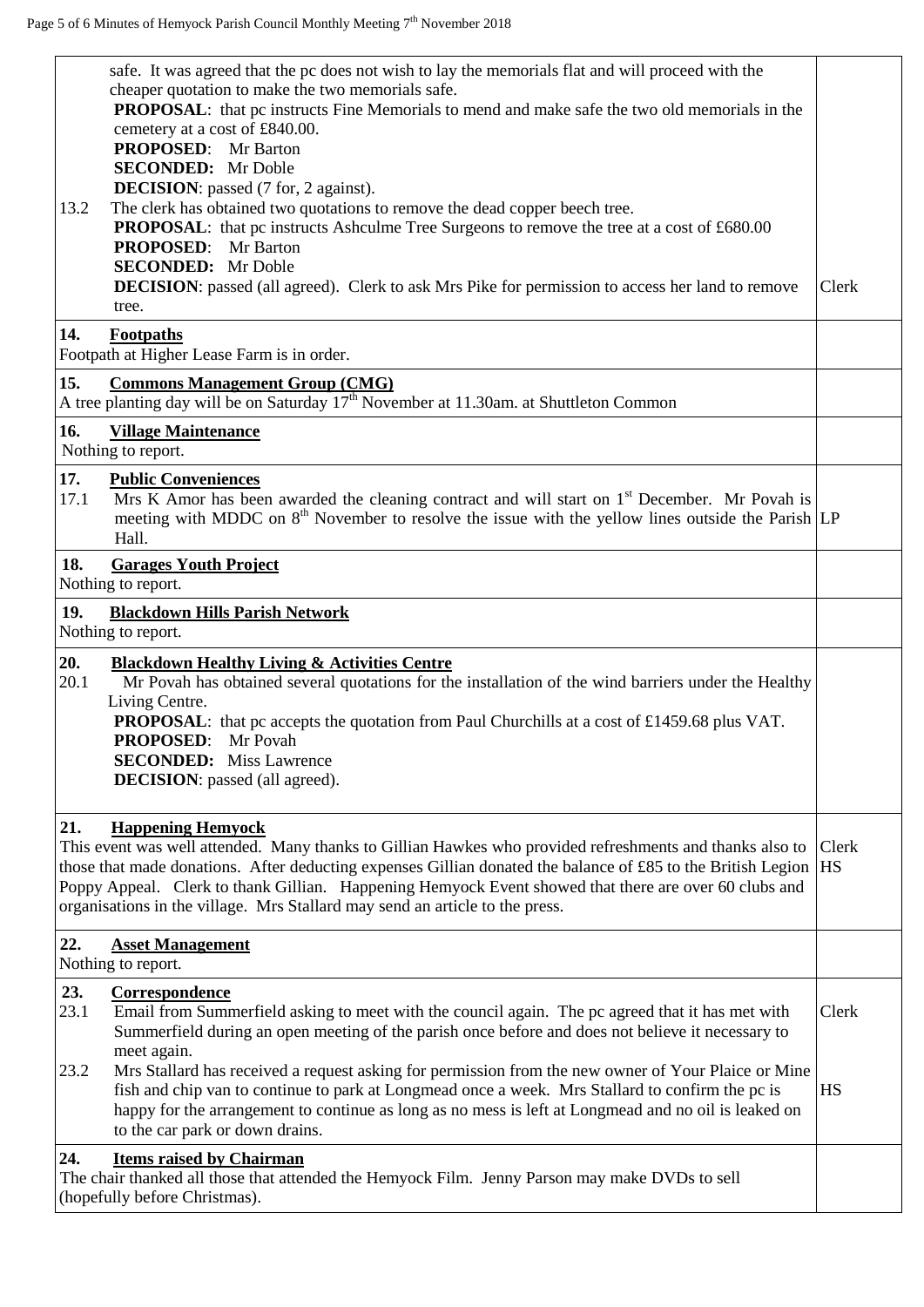| | |
|---|---|
| safe. It was agreed that the pc does not wish to lay the memorials flat and will proceed with the cheaper quotation to make the two memorials safe.<br>**PROPOSAL**: that pc instructs Fine Memorials to mend and make safe the two old memorials in the cemetery at a cost of £840.00.<br>**PROPOSED**: Mr Barton<br>**SECONDED:** Mr Doble<br>**DECISION**: passed (7 for, 2 against).<br>13.2 The clerk has obtained two quotations to remove the dead copper beech tree.<br>**PROPOSAL**: that pc instructs Ashculme Tree Surgeons to remove the tree at a cost of £680.00<br>**PROPOSED**: Mr Barton<br>**SECONDED:** Mr Doble<br>**DECISION**: passed (all agreed). Clerk to ask Mrs Pike for permission to access her land to remove tree. | Clerk |
| **14. Footpaths**<br>Footpath at Higher Lease Farm is in order. | |
| **15. Commons Management Group (CMG)**<br>A tree planting day will be on Saturday 17th November at 11.30am. at Shuttleton Common | |
| **16. Village Maintenance**<br>Nothing to report. | |
| **17. Public Conveniences**<br>17.1 Mrs K Amor has been awarded the cleaning contract and will start on 1st December. Mr Povah is meeting with MDDC on 8th November to resolve the issue with the yellow lines outside the Parish Hall. | LP |
| **18. Garages Youth Project**<br>Nothing to report. | |
| **19. Blackdown Hills Parish Network**<br>Nothing to report. | |
| **20. Blackdown Healthy Living & Activities Centre**<br>20.1 Mr Povah has obtained several quotations for the installation of the wind barriers under the Healthy Living Centre.<br>**PROPOSAL**: that pc accepts the quotation from Paul Churchills at a cost of £1459.68 plus VAT.<br>**PROPOSED**: Mr Povah<br>**SECONDED:** Miss Lawrence<br>**DECISION**: passed (all agreed). | |
| **21. Happening Hemyock**<br>This event was well attended. Many thanks to Gillian Hawkes who provided refreshments and thanks also to those that made donations. After deducting expenses Gillian donated the balance of £85 to the British Legion Poppy Appeal. Clerk to thank Gillian. Happening Hemyock Event showed that there are over 60 clubs and organisations in the village. Mrs Stallard may send an article to the press. | Clerk<br>HS |
| **22. Asset Management**<br>Nothing to report. | |
| **23. Correspondence**<br>23.1 Email from Summerfield asking to meet with the council again. The pc agreed that it has met with Summerfield during an open meeting of the parish once before and does not believe it necessary to meet again.<br>23.2 Mrs Stallard has received a request asking for permission from the new owner of Your Plaice or Mine fish and chip van to continue to park at Longmead once a week. Mrs Stallard to confirm the pc is happy for the arrangement to continue as long as no mess is left at Longmead and no oil is leaked on to the car park or down drains. | Clerk<br><br>HS |
| **24. Items raised by Chairman**<br>The chair thanked all those that attended the Hemyock Film. Jenny Parson may make DVDs to sell (hopefully before Christmas). | |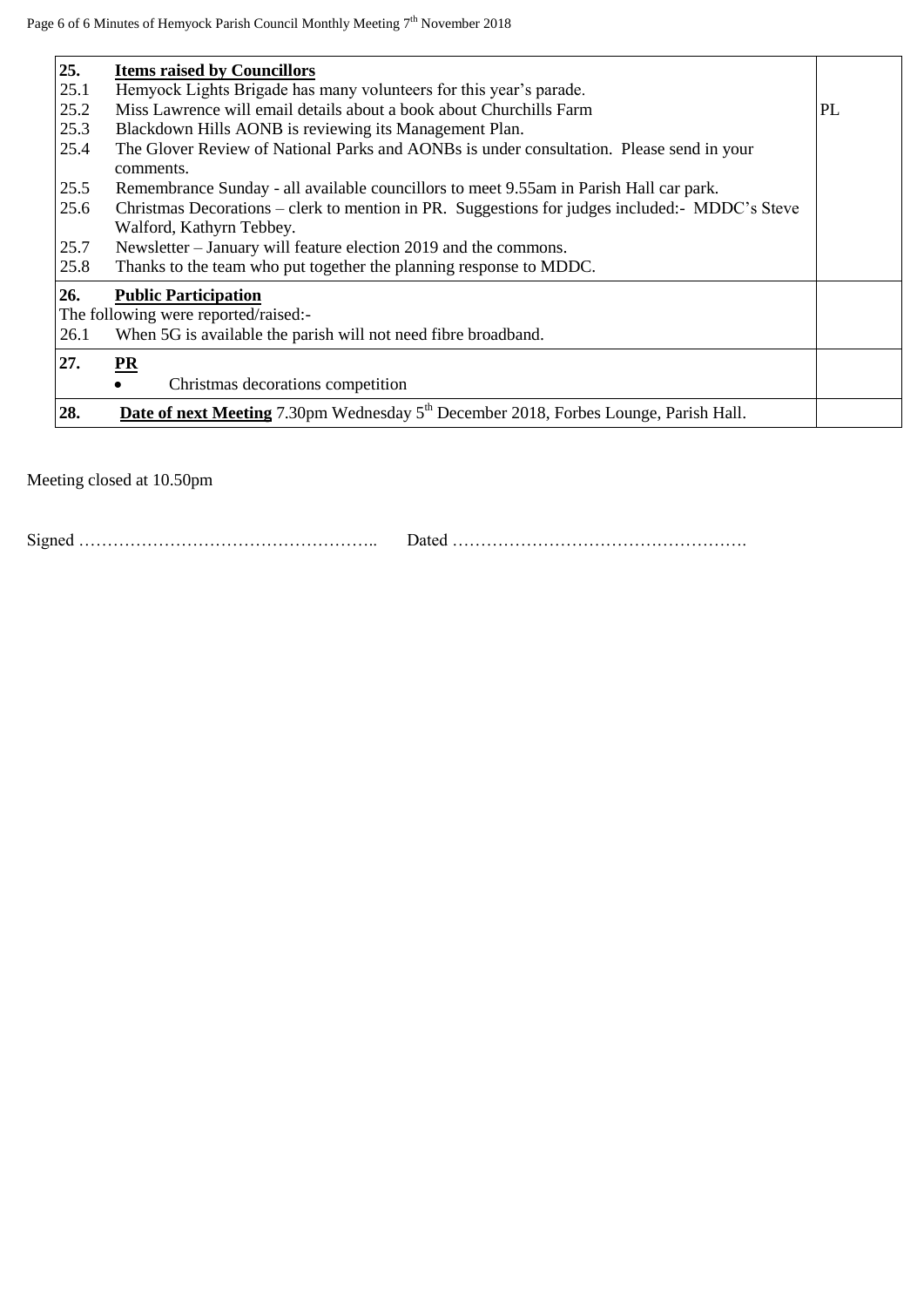| | | |
|---|---|---|
| **25.** | **Items raised by Councillors** | |
| 25.1 | Hemyock Lights Brigade has many volunteers for this year's parade. | |
| 25.2 | Miss Lawrence will email details about a book about Churchills Farm | PL |
| 25.3 | Blackdown Hills AONB is reviewing its Management Plan. | |
| 25.4 | The Glover Review of National Parks and AONBs is under consultation. Please send in your comments. | |
| 25.5 | Remembrance Sunday - all available councillors to meet 9.55am in Parish Hall car park. | |
| 25.6 | Christmas Decorations – clerk to mention in PR. Suggestions for judges included:- MDDC's Steve Walford, Kathyrn Tebbey. | |
| 25.7 | Newsletter – January will feature election 2019 and the commons. | |
| 25.8 | Thanks to the team who put together the planning response to MDDC. | |
| **26.** | **Public Participation** | |
| | The following were reported/raised:- | |
| 26.1 | When 5G is available the parish will not need fibre broadband. | |
| **27.** | **PR** | |
| | • Christmas decorations competition | |
| **28.** | **Date of next Meeting** 7.30pm Wednesday 5th December 2018, Forbes Lounge, Parish Hall. | |

Meeting closed at 10.50pm

Signed …………………………………………….. Dated …………………………………………….